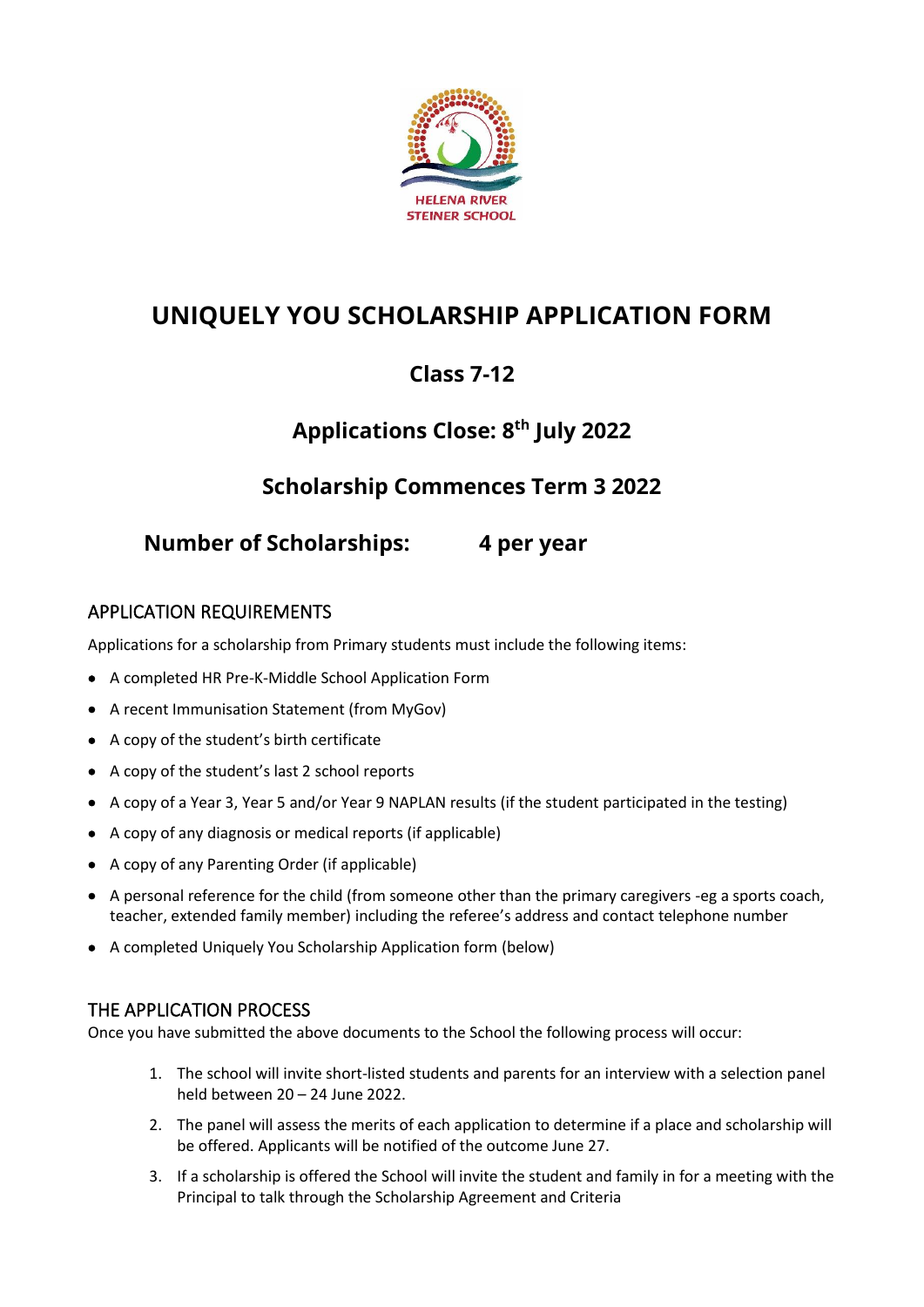HELENA RIVER STEINER SCHOOL

# UNIQUELY YOU SCHOLARSHIP APPLICATION FORM

## Class 7-12

## Applications Close: 8th July 2022

## Scholarship Commences Term 3 2022

## Number of Scholarships: 4 per year

### APPLICATION REQUIREMENTS

Applications for a scholarship from Primary students must include the following items:

- A completed HR Pre-K-Middle School Application Form
- A recent Immunisation Statement (from MyGov)
- A copy of the student's birth certificate
- A copy of the student's last 2 school reports
- A copy of a Year 3, Year 5 and/or Year 9 NAPLAN results (if the student participated in the testing)
- A copy of any diagnosis or medical reports (if applicable)
- A copy of any Parenting Order (if applicable)
- A personal reference for the child (from someone other than the primary caregivers -eg a sports coach, teacher, extended family member) including the referee's address and contact telephone number
- A completed Uniquely You Scholarship Application form (below)

### THE APPLICATION PROCESS

Once you have submitted the above documents to the School the following process will occur:

1. The school will invite short-listed students and parents for an interview with a selection panel held between 20 – 24 June 2022.
2. The panel will assess the merits of each application to determine if a place and scholarship will be offered. Applicants will be notified of the outcome June 27.
3. If a scholarship is offered the School will invite the student and family in for a meeting with the Principal to talk through the Scholarship Agreement and Criteria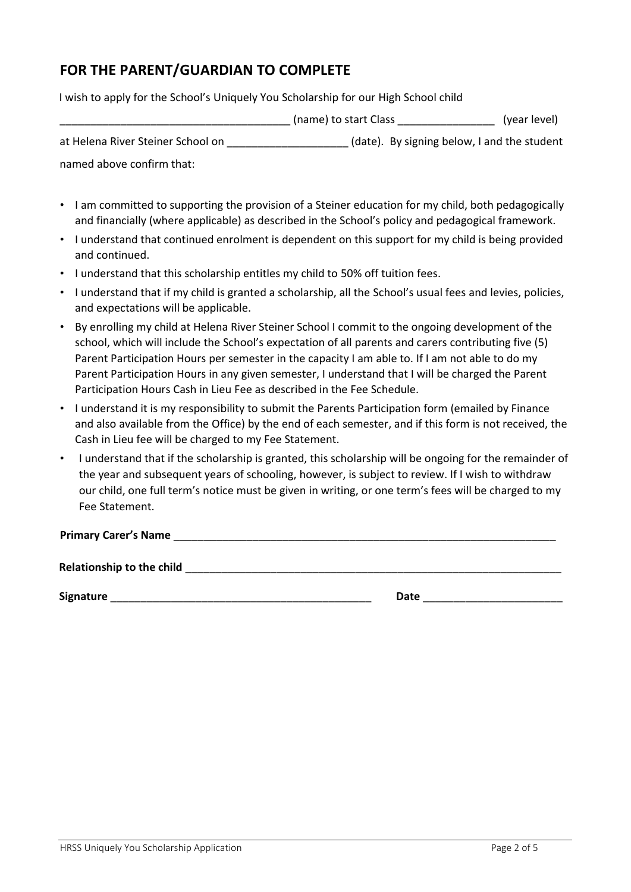## FOR THE PARENT/GUARDIAN TO COMPLETE

I wish to apply for the School's Uniquely You Scholarship for our High School child

_____________________________________ (name) to start Class ________________ (year level)

at Helena River Steiner School on ____________________ (date). By signing below, I and the student named above confirm that:

- I am committed to supporting the provision of a Steiner education for my child, both pedagogically and financially (where applicable) as described in the School's policy and pedagogical framework.
- I understand that continued enrolment is dependent on this support for my child is being provided and continued.
- I understand that this scholarship entitles my child to 50% off tuition fees.
- I understand that if my child is granted a scholarship, all the School's usual fees and levies, policies, and expectations will be applicable.
- By enrolling my child at Helena River Steiner School I commit to the ongoing development of the school, which will include the School's expectation of all parents and carers contributing five (5) Parent Participation Hours per semester in the capacity I am able to. If I am not able to do my Parent Participation Hours in any given semester, I understand that I will be charged the Parent Participation Hours Cash in Lieu Fee as described in the Fee Schedule.
- I understand it is my responsibility to submit the Parents Participation form (emailed by Finance and also available from the Office) by the end of each semester, and if this form is not received, the Cash in Lieu fee will be charged to my Fee Statement.
- I understand that if the scholarship is granted, this scholarship will be ongoing for the remainder of the year and subsequent years of schooling, however, is subject to review. If I wish to withdraw our child, one full term's notice must be given in writing, or one term's fees will be charged to my Fee Statement.

**Primary Carer's Name** _________________________________________________________________

**Relationship to the child** ______________________________________________________________

**Signature** ____________________________________________ **Date** _______________________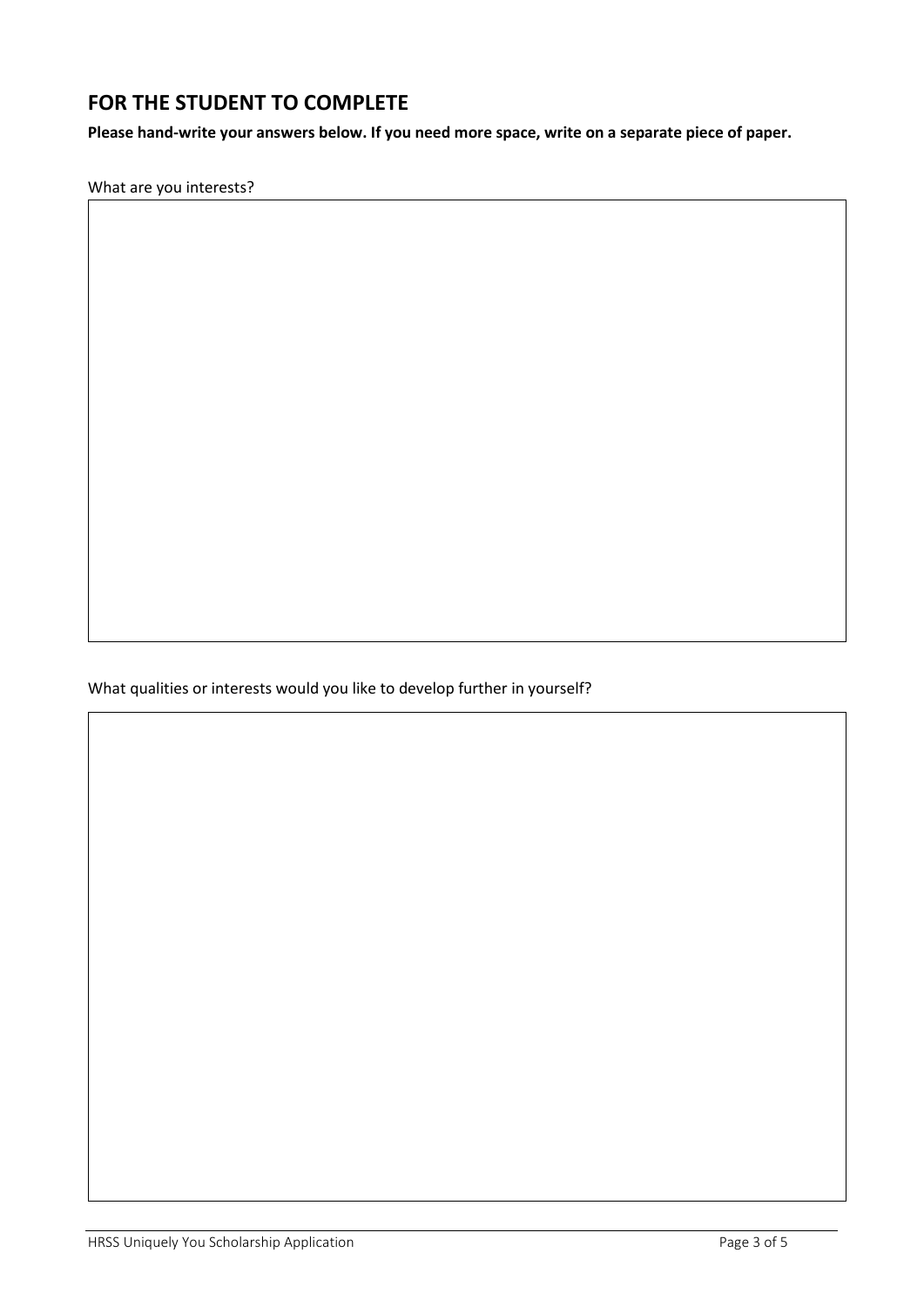## FOR THE STUDENT TO COMPLETE

**Please hand-write your answers below. If you need more space, write on a separate piece of paper.**

What are you interests?

What qualities or interests would you like to develop further in yourself?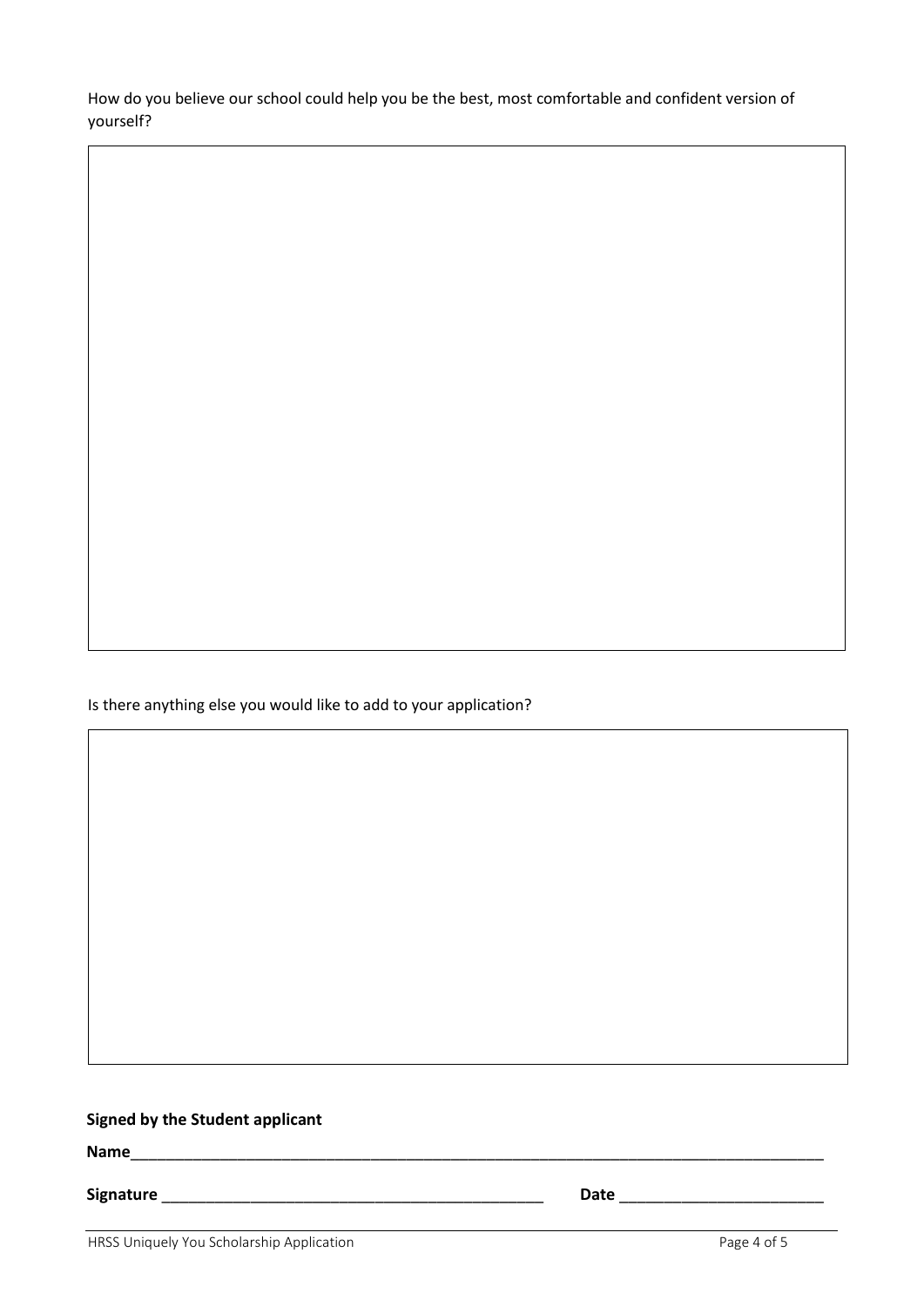How do you believe our school could help you be the best, most comfortable and confident version of yourself?

Is there anything else you would like to add to your application?

**Signed by the Student applicant**

**Name**\_\_\_\_\_\_\_\_\_\_\_\_\_\_\_\_\_\_\_\_\_\_\_\_\_\_\_\_\_\_\_\_\_\_\_\_\_\_\_\_\_\_\_\_\_\_\_\_\_\_\_\_\_\_\_\_\_\_\_\_\_\_\_\_\_\_\_\_\_\_\_\_\_\_\_\_\_\_

**Signature** \_\_\_\_\_\_\_\_\_\_\_\_\_\_\_\_\_\_\_\_\_\_\_\_\_\_\_\_\_\_\_\_\_\_\_\_\_\_\_\_\_\_ **Date** \_\_\_\_\_\_\_\_\_\_\_\_\_\_\_\_\_\_\_\_\_\_\_